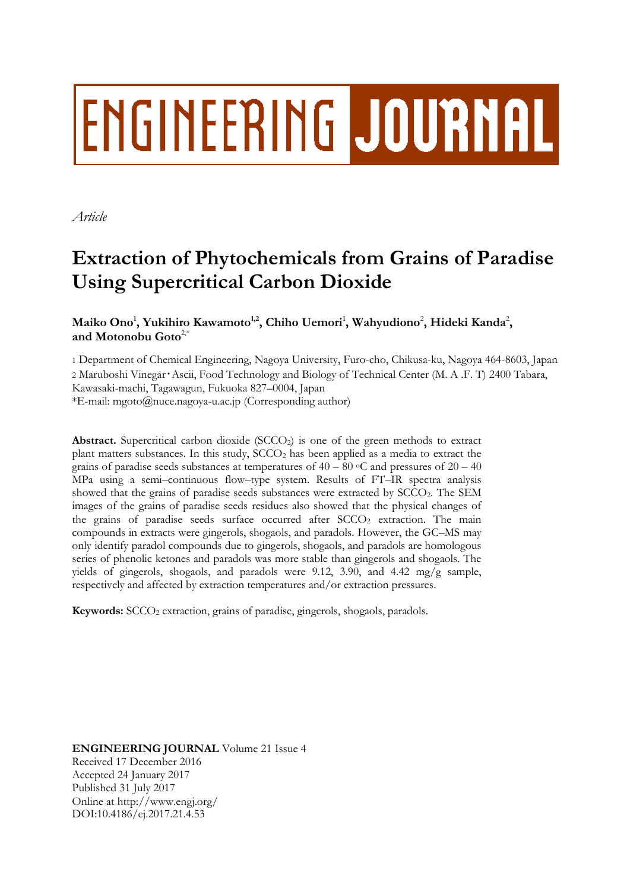# ENGINEERING JOURNAL

*Article*

# Extraction of Phytochemicals from Grains of Paradise Using Supercritical Carbon Dioxide

**Maiko Ono[1], Yukihiro Kawamoto[1,2], Chiho Uemori[1], Wahyudiono[2], Hideki Kanda[2], and Motonobu Goto[2,*]**

1 Department of Chemical Engineering, Nagoya University, Furo-cho, Chikusa-ku, Nagoya 464-8603, Japan
2 Maruboshi Vinegar・Ascii, Food Technology and Biology of Technical Center (M. A .F. T) 2400 Tabara, Kawasaki-machi, Tagawagun, Fukuoka 827–0004, Japan
*E-mail: mgoto@nuce.nagoya-u.ac.jp (Corresponding author)

**Abstract.** Supercritical carbon dioxide ($SCCO_2$) is one of the green methods to extract plant matters substances. In this study, $SCCO_2$ has been applied as a media to extract the grains of paradise seeds substances at temperatures of 40 – 80 °C and pressures of 20 – 40 MPa using a semi–continuous flow–type system. Results of FT–IR spectra analysis showed that the grains of paradise seeds substances were extracted by $SCCO_2$. The SEM images of the grains of paradise seeds residues also showed that the physical changes of the grains of paradise seeds surface occurred after $SCCO_2$ extraction. The main compounds in extracts were gingerols, shogaols, and paradols. However, the GC–MS may only identify paradol compounds due to gingerols, shogaols, and paradols are homologous series of phenolic ketones and paradols was more stable than gingerols and shogaols. The yields of gingerols, shogaols, and paradols were 9.12, 3.90, and 4.42 mg/g sample, respectively and affected by extraction temperatures and/or extraction pressures.

**Keywords:** $SCCO_2$ extraction, grains of paradise, gingerols, shogaols, paradols.

**ENGINEERING JOURNAL** Volume 21 Issue 4
Received 17 December 2016
Accepted 24 January 2017
Published 31 July 2017
Online at http://www.engj.org/
DOI:10.4186/ej.2017.21.4.53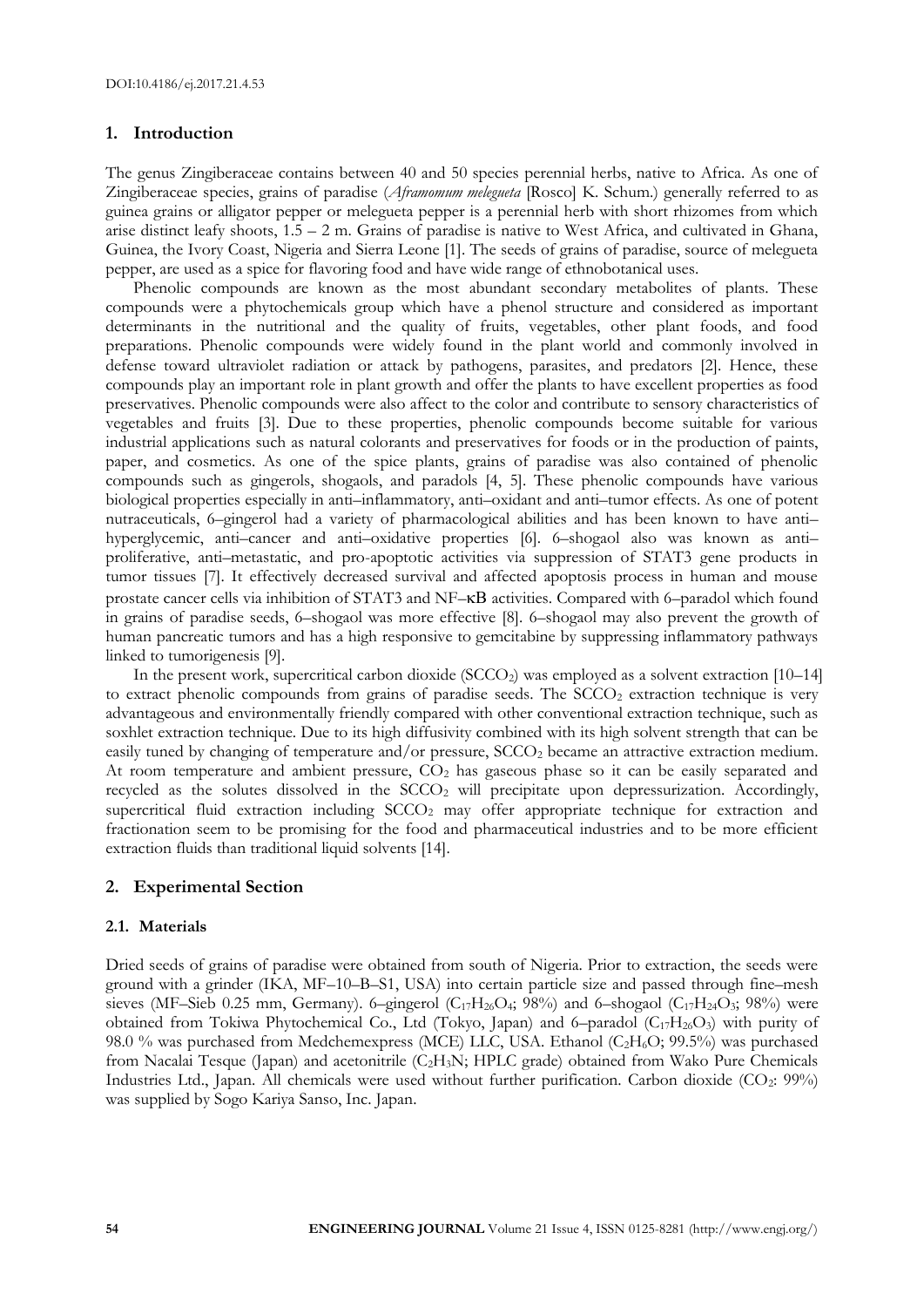## 1. Introduction

The genus Zingiberaceae contains between 40 and 50 species perennial herbs, native to Africa. As one of Zingiberaceae species, grains of paradise (*Aframomum melegueta* [Rosco] K. Schum.) generally referred to as guinea grains or alligator pepper or melegueta pepper is a perennial herb with short rhizomes from which arise distinct leafy shoots, 1.5 – 2 m. Grains of paradise is native to West Africa, and cultivated in Ghana, Guinea, the Ivory Coast, Nigeria and Sierra Leone [1]. The seeds of grains of paradise, source of melegueta pepper, are used as a spice for flavoring food and have wide range of ethnobotanical uses.

Phenolic compounds are known as the most abundant secondary metabolites of plants. These compounds were a phytochemicals group which have a phenol structure and considered as important determinants in the nutritional and the quality of fruits, vegetables, other plant foods, and food preparations. Phenolic compounds were widely found in the plant world and commonly involved in defense toward ultraviolet radiation or attack by pathogens, parasites, and predators [2]. Hence, these compounds play an important role in plant growth and offer the plants to have excellent properties as food preservatives. Phenolic compounds were also affect to the color and contribute to sensory characteristics of vegetables and fruits [3]. Due to these properties, phenolic compounds become suitable for various industrial applications such as natural colorants and preservatives for foods or in the production of paints, paper, and cosmetics. As one of the spice plants, grains of paradise was also contained of phenolic compounds such as gingerols, shogaols, and paradols [4, 5]. These phenolic compounds have various biological properties especially in anti–inflammatory, anti–oxidant and anti–tumor effects. As one of potent nutraceuticals, 6–gingerol had a variety of pharmacological abilities and has been known to have anti–hyperglycemic, anti–cancer and anti–oxidative properties [6]. 6–shogaol also was known as anti–proliferative, anti–metastatic, and pro-apoptotic activities via suppression of STAT3 gene products in tumor tissues [7]. It effectively decreased survival and affected apoptosis process in human and mouse prostate cancer cells via inhibition of STAT3 and NF–κB activities. Compared with 6–paradol which found in grains of paradise seeds, 6–shogaol was more effective [8]. 6–shogaol may also prevent the growth of human pancreatic tumors and has a high responsive to gemcitabine by suppressing inflammatory pathways linked to tumorigenesis [9].

In the present work, supercritical carbon dioxide ($SCCO_2$) was employed as a solvent extraction [10–14] to extract phenolic compounds from grains of paradise seeds. The $SCCO_2$ extraction technique is very advantageous and environmentally friendly compared with other conventional extraction technique, such as soxhlet extraction technique. Due to its high diffusivity combined with its high solvent strength that can be easily tuned by changing of temperature and/or pressure, $SCCO_2$ became an attractive extraction medium. At room temperature and ambient pressure, $CO_2$ has gaseous phase so it can be easily separated and recycled as the solutes dissolved in the $SCCO_2$ will precipitate upon depressurization. Accordingly, supercritical fluid extraction including $SCCO_2$ may offer appropriate technique for extraction and fractionation seem to be promising for the food and pharmaceutical industries and to be more efficient extraction fluids than traditional liquid solvents [14].

## 2. Experimental Section

### 2.1. Materials

Dried seeds of grains of paradise were obtained from south of Nigeria. Prior to extraction, the seeds were ground with a grinder (IKA, MF–10–B–S1, USA) into certain particle size and passed through fine–mesh sieves (MF–Sieb 0.25 mm, Germany). 6–gingerol ($C_{17}H_{26}O_4$; 98%) and 6–shogaol ($C_{17}H_{24}O_3$; 98%) were obtained from Tokiwa Phytochemical Co., Ltd (Tokyo, Japan) and 6–paradol ($C_{17}H_{26}O_3$) with purity of 98.0 % was purchased from Medchemexpress (MCE) LLC, USA. Ethanol ($C_2H_6O$; 99.5%) was purchased from Nacalai Tesque (Japan) and acetonitrile ($C_2H_3N$; HPLC grade) obtained from Wako Pure Chemicals Industries Ltd., Japan. All chemicals were used without further purification. Carbon dioxide ($CO_2$: 99%) was supplied by Sogo Kariya Sanso, Inc. Japan.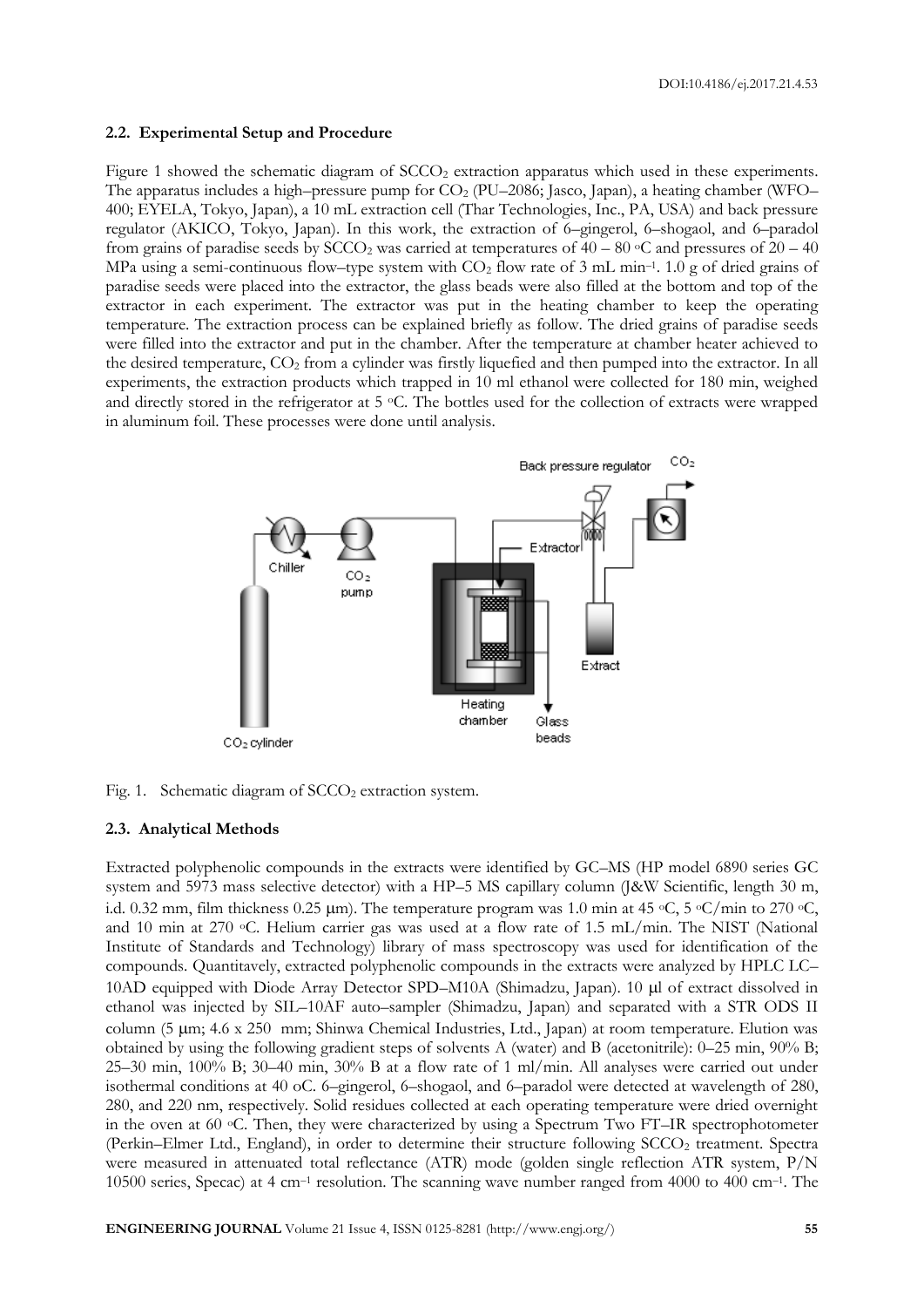### 2.2. Experimental Setup and Procedure

Figure 1 showed the schematic diagram of $SCCO_2$ extraction apparatus which used in these experiments. The apparatus includes a high–pressure pump for $CO_2$ (PU–2086; Jasco, Japan), a heating chamber (WFO–400; EYELA, Tokyo, Japan), a 10 mL extraction cell (Thar Technologies, Inc., PA, USA) and back pressure regulator (AKICO, Tokyo, Japan). In this work, the extraction of 6–gingerol, 6–shogaol, and 6–paradol from grains of paradise seeds by $SCCO_2$ was carried at temperatures of 40 – 80 °C and pressures of 20 – 40 MPa using a semi-continuous flow–type system with $CO_2$ flow rate of 3 mL min$^{-1}$. 1.0 g of dried grains of paradise seeds were placed into the extractor, the glass beads were also filled at the bottom and top of the extractor in each experiment. The extractor was put in the heating chamber to keep the operating temperature. The extraction process can be explained briefly as follow. The dried grains of paradise seeds were filled into the extractor and put in the chamber. After the temperature at chamber heater achieved to the desired temperature, $CO_2$ from a cylinder was firstly liquefied and then pumped into the extractor. In all experiments, the extraction products which trapped in 10 ml ethanol were collected for 180 min, weighed and directly stored in the refrigerator at 5 °C. The bottles used for the collection of extracts were wrapped in aluminum foil. These processes were done until analysis.

Fig. 1. Schematic diagram of $SCCO_2$ extraction system.

### 2.3. Analytical Methods

Extracted polyphenolic compounds in the extracts were identified by GC–MS (HP model 6890 series GC system and 5973 mass selective detector) with a HP–5 MS capillary column (J&W Scientific, length 30 m, i.d. 0.32 mm, film thickness 0.25 μm). The temperature program was 1.0 min at 45 °C, 5 °C/min to 270 °C, and 10 min at 270 °C. Helium carrier gas was used at a flow rate of 1.5 mL/min. The NIST (National Institute of Standards and Technology) library of mass spectroscopy was used for identification of the compounds. Quantitatively, extracted polyphenolic compounds in the extracts were analyzed by HPLC LC–10AD equipped with Diode Array Detector SPD–M10A (Shimadzu, Japan). 10 μl of extract dissolved in ethanol was injected by SIL–10AF auto–sampler (Shimadzu, Japan) and separated with a STR ODS II column (5 μm; 4.6 x 250 mm; Shinwa Chemical Industries, Ltd., Japan) at room temperature. Elution was obtained by using the following gradient steps of solvents A (water) and B (acetonitrile): 0–25 min, 90% B; 25–30 min, 100% B; 30–40 min, 30% B at a flow rate of 1 ml/min. All analyses were carried out under isothermal conditions at 40 oC. 6–gingerol, 6–shogaol, and 6–paradol were detected at wavelength of 280, 280, and 220 nm, respectively. Solid residues collected at each operating temperature were dried overnight in the oven at 60 °C. Then, they were characterized by using a Spectrum Two FT–IR spectrophotometer (Perkin–Elmer Ltd., England), in order to determine their structure following $SCCO_2$ treatment. Spectra were measured in attenuated total reflectance (ATR) mode (golden single reflection ATR system, P/N 10500 series, Specac) at 4 cm$^{-1}$ resolution. The scanning wave number ranged from 4000 to 400 cm$^{-1}$. The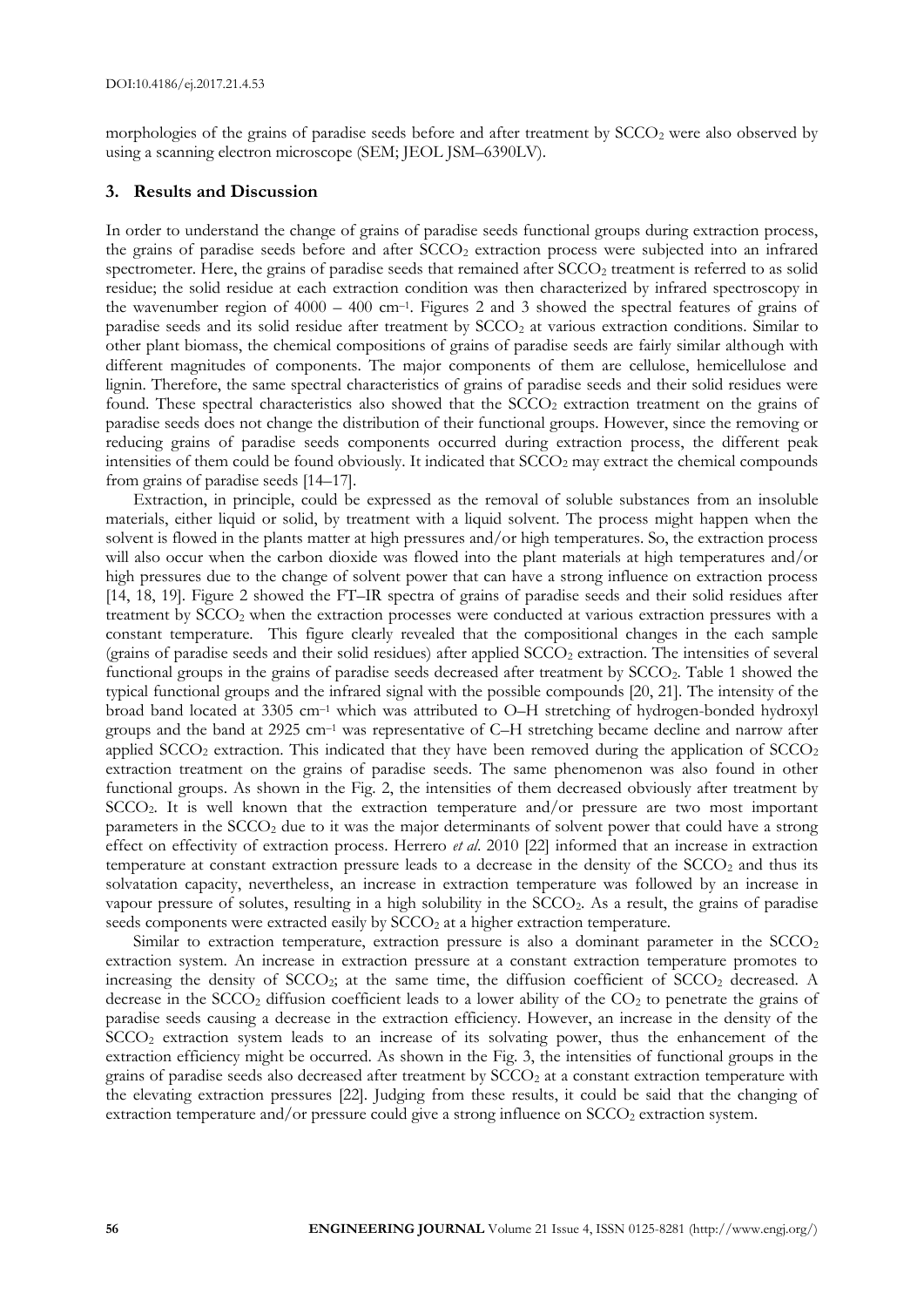morphologies of the grains of paradise seeds before and after treatment by $SCCO_2$ were also observed by using a scanning electron microscope (SEM; JEOL JSM–6390LV).

## 3. Results and Discussion

In order to understand the change of grains of paradise seeds functional groups during extraction process, the grains of paradise seeds before and after $SCCO_2$ extraction process were subjected into an infrared spectrometer. Here, the grains of paradise seeds that remained after $SCCO_2$ treatment is referred to as solid residue; the solid residue at each extraction condition was then characterized by infrared spectroscopy in the wavenumber region of 4000 – 400 cm$^{-1}$. Figures 2 and 3 showed the spectral features of grains of paradise seeds and its solid residue after treatment by $SCCO_2$ at various extraction conditions. Similar to other plant biomass, the chemical compositions of grains of paradise seeds are fairly similar although with different magnitudes of components. The major components of them are cellulose, hemicellulose and lignin. Therefore, the same spectral characteristics of grains of paradise seeds and their solid residues were found. These spectral characteristics also showed that the $SCCO_2$ extraction treatment on the grains of paradise seeds does not change the distribution of their functional groups. However, since the removing or reducing grains of paradise seeds components occurred during extraction process, the different peak intensities of them could be found obviously. It indicated that $SCCO_2$ may extract the chemical compounds from grains of paradise seeds [14–17].

Extraction, in principle, could be expressed as the removal of soluble substances from an insoluble materials, either liquid or solid, by treatment with a liquid solvent. The process might happen when the solvent is flowed in the plants matter at high pressures and/or high temperatures. So, the extraction process will also occur when the carbon dioxide was flowed into the plant materials at high temperatures and/or high pressures due to the change of solvent power that can have a strong influence on extraction process [14, 18, 19]. Figure 2 showed the FT–IR spectra of grains of paradise seeds and their solid residues after treatment by $SCCO_2$ when the extraction processes were conducted at various extraction pressures with a constant temperature. This figure clearly revealed that the compositional changes in the each sample (grains of paradise seeds and their solid residues) after applied $SCCO_2$ extraction. The intensities of several functional groups in the grains of paradise seeds decreased after treatment by $SCCO_2$. Table 1 showed the typical functional groups and the infrared signal with the possible compounds [20, 21]. The intensity of the broad band located at 3305 cm$^{-1}$ which was attributed to O–H stretching of hydrogen-bonded hydroxyl groups and the band at 2925 cm$^{-1}$ was representative of C–H stretching became decline and narrow after applied $SCCO_2$ extraction. This indicated that they have been removed during the application of $SCCO_2$ extraction treatment on the grains of paradise seeds. The same phenomenon was also found in other functional groups. As shown in the Fig. 2, the intensities of them decreased obviously after treatment by $SCCO_2$. It is well known that the extraction temperature and/or pressure are two most important parameters in the $SCCO_2$ due to it was the major determinants of solvent power that could have a strong effect on effectivity of extraction process. Herrero *et al.* 2010 [22] informed that an increase in extraction temperature at constant extraction pressure leads to a decrease in the density of the $SCCO_2$ and thus its solvatation capacity, nevertheless, an increase in extraction temperature was followed by an increase in vapour pressure of solutes, resulting in a high solubility in the $SCCO_2$. As a result, the grains of paradise seeds components were extracted easily by $SCCO_2$ at a higher extraction temperature.

Similar to extraction temperature, extraction pressure is also a dominant parameter in the $SCCO_2$ extraction system. An increase in extraction pressure at a constant extraction temperature promotes to increasing the density of $SCCO_2$; at the same time, the diffusion coefficient of $SCCO_2$ decreased. A decrease in the $SCCO_2$ diffusion coefficient leads to a lower ability of the $CO_2$ to penetrate the grains of paradise seeds causing a decrease in the extraction efficiency. However, an increase in the density of the $SCCO_2$ extraction system leads to an increase of its solvating power, thus the enhancement of the extraction efficiency might be occurred. As shown in the Fig. 3, the intensities of functional groups in the grains of paradise seeds also decreased after treatment by $SCCO_2$ at a constant extraction temperature with the elevating extraction pressures [22]. Judging from these results, it could be said that the changing of extraction temperature and/or pressure could give a strong influence on $SCCO_2$ extraction system.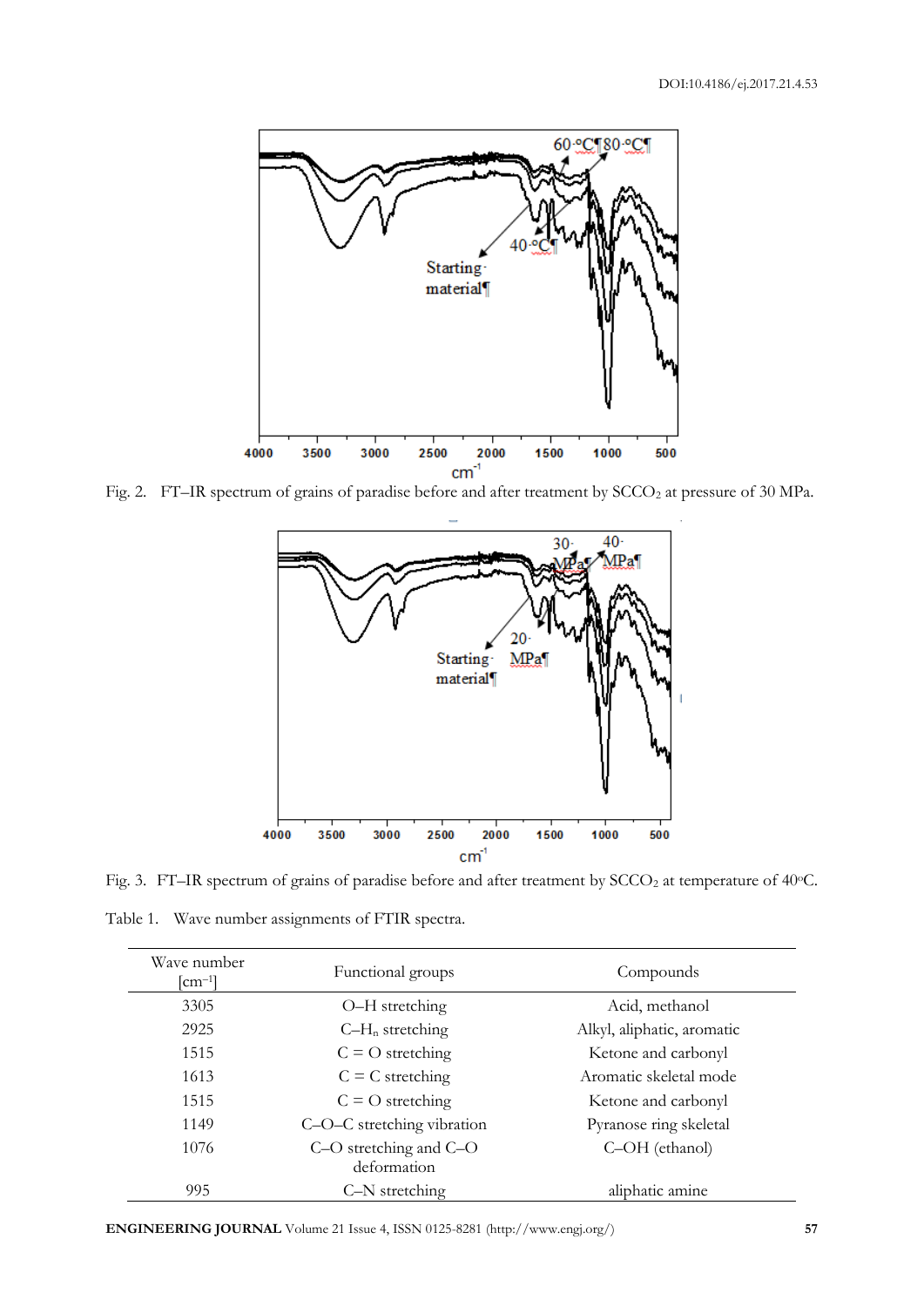Fig. 2. FT–IR spectrum of grains of paradise before and after treatment by $SCCO_2$ at pressure of 30 MPa.

Fig. 3. FT–IR spectrum of grains of paradise before and after treatment by $SCCO_2$ at temperature of 40°C.

Table 1. Wave number assignments of FTIR spectra.

| Wave number [$cm^{-1}$] | Functional groups | Compounds |
|---|---|---|
| 3305 | O–H stretching | Acid, methanol |
| 2925 | C–$H_n$ stretching | Alkyl, aliphatic, aromatic |
| 1515 | C = O stretching | Ketone and carbonyl |
| 1613 | C = C stretching | Aromatic skeletal mode |
| 1515 | C = O stretching | Ketone and carbonyl |
| 1149 | C–O–C stretching vibration | Pyranose ring skeletal |
| 1076 | C–O stretching and C–O deformation | C–OH (ethanol) |
| 995 | C–N stretching | aliphatic amine |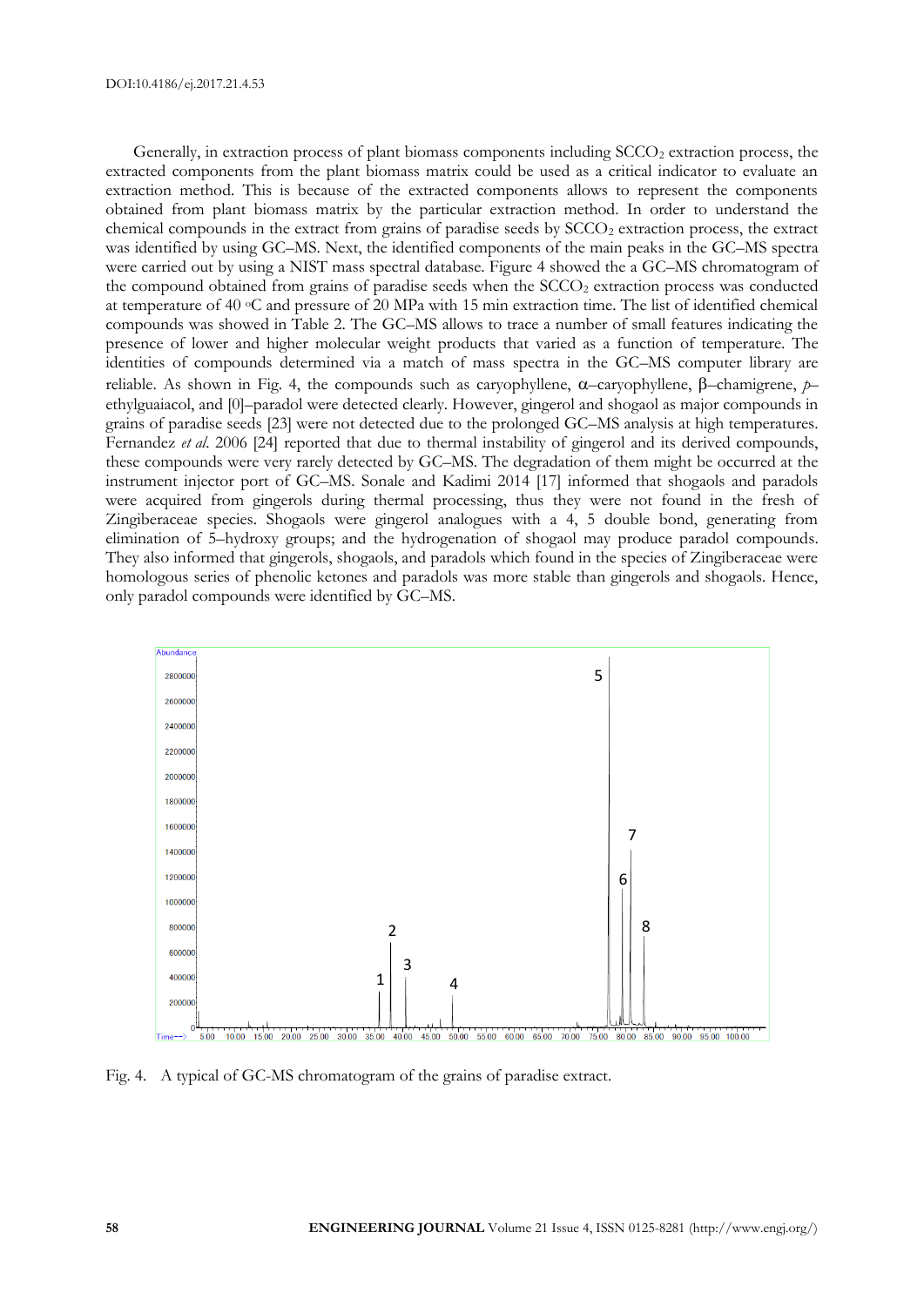Generally, in extraction process of plant biomass components including $SCCO_2$ extraction process, the extracted components from the plant biomass matrix could be used as a critical indicator to evaluate an extraction method. This is because of the extracted components allows to represent the components obtained from plant biomass matrix by the particular extraction method. In order to understand the chemical compounds in the extract from grains of paradise seeds by $SCCO_2$ extraction process, the extract was identified by using GC–MS. Next, the identified components of the main peaks in the GC–MS spectra were carried out by using a NIST mass spectral database. Figure 4 showed the a GC–MS chromatogram of the compound obtained from grains of paradise seeds when the $SCCO_2$ extraction process was conducted at temperature of 40 $^{o}$C and pressure of 20 MPa with 15 min extraction time. The list of identified chemical compounds was showed in Table 2. The GC–MS allows to trace a number of small features indicating the presence of lower and higher molecular weight products that varied as a function of temperature. The identities of compounds determined via a match of mass spectra in the GC–MS computer library are reliable. As shown in Fig. 4, the compounds such as caryophyllene, α–caryophyllene, β–chamigrene, *p*–ethylguaiacol, and [0]–paradol were detected clearly. However, gingerol and shogaol as major compounds in grains of paradise seeds [23] were not detected due to the prolonged GC–MS analysis at high temperatures. Fernandez *et al*. 2006 [24] reported that due to thermal instability of gingerol and its derived compounds, these compounds were very rarely detected by GC–MS. The degradation of them might be occurred at the instrument injector port of GC–MS. Sonale and Kadimi 2014 [17] informed that shogaols and paradols were acquired from gingerols during thermal processing, thus they were not found in the fresh of Zingiberaceae species. Shogaols were gingerol analogues with a 4, 5 double bond, generating from elimination of 5–hydroxy groups; and the hydrogenation of shogaol may produce paradol compounds. They also informed that gingerols, shogaols, and paradols which found in the species of Zingiberaceae were homologous series of phenolic ketones and paradols was more stable than gingerols and shogaols. Hence, only paradol compounds were identified by GC–MS.

Fig. 4. A typical of GC-MS chromatogram of the grains of paradise extract.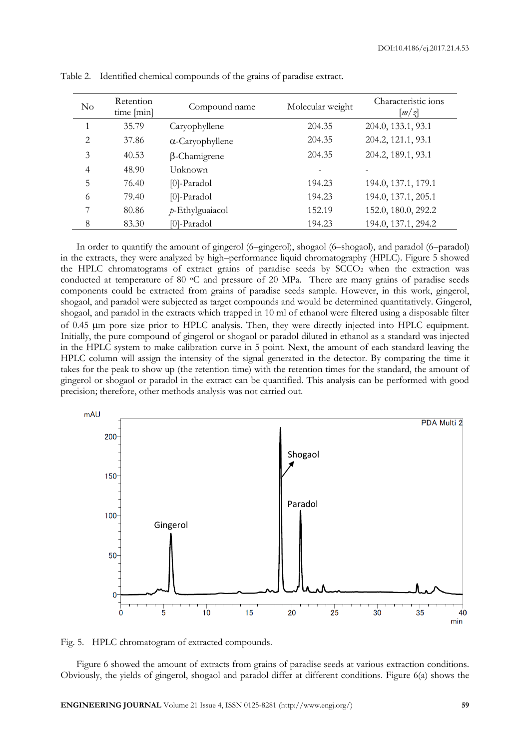Table 2. Identified chemical compounds of the grains of paradise extract.

| No | Retention time [min] | Compound name | Molecular weight | Characteristic ions [$m/z$] |
|---|---|---|---|---|
| 1 | 35.79 | Caryophyllene | 204.35 | 204.0, 133.1, 93.1 |
| 2 | 37.86 | α-Caryophyllene | 204.35 | 204.2, 121.1, 93.1 |
| 3 | 40.53 | β-Chamigrene | 204.35 | 204.2, 189.1, 93.1 |
| 4 | 48.90 | Unknown | - | - |
| 5 | 76.40 | [0]-Paradol | 194.23 | 194.0, 137.1, 179.1 |
| 6 | 79.40 | [0]-Paradol | 194.23 | 194.0, 137.1, 205.1 |
| 7 | 80.86 | *p*-Ethylguaiacol | 152.19 | 152.0, 180.0, 292.2 |
| 8 | 83.30 | [0]-Paradol | 194.23 | 194.0, 137.1, 294.2 |

In order to quantify the amount of gingerol (6–gingerol), shogaol (6–shogaol), and paradol (6–paradol) in the extracts, they were analyzed by high–performance liquid chromatography (HPLC). Figure 5 showed the HPLC chromatograms of extract grains of paradise seeds by $SCCO_2$ when the extraction was conducted at temperature of 80 °C and pressure of 20 MPa. There are many grains of paradise seeds components could be extracted from grains of paradise seeds sample. However, in this work, gingerol, shogaol, and paradol were subjected as target compounds and would be determined quantitatively. Gingerol, shogaol, and paradol in the extracts which trapped in 10 ml of ethanol were filtered using a disposable filter of 0.45 μm pore size prior to HPLC analysis. Then, they were directly injected into HPLC equipment. Initially, the pure compound of gingerol or shogaol or paradol diluted in ethanol as a standard was injected in the HPLC system to make calibration curve in 5 point. Next, the amount of each standard leaving the HPLC column will assign the intensity of the signal generated in the detector. By comparing the time it takes for the peak to show up (the retention time) with the retention times for the standard, the amount of gingerol or shogaol or paradol in the extract can be quantified. This analysis can be performed with good precision; therefore, other methods analysis was not carried out.

Fig. 5. HPLC chromatogram of extracted compounds.

Figure 6 showed the amount of extracts from grains of paradise seeds at various extraction conditions. Obviously, the yields of gingerol, shogaol and paradol differ at different conditions. Figure 6(a) shows the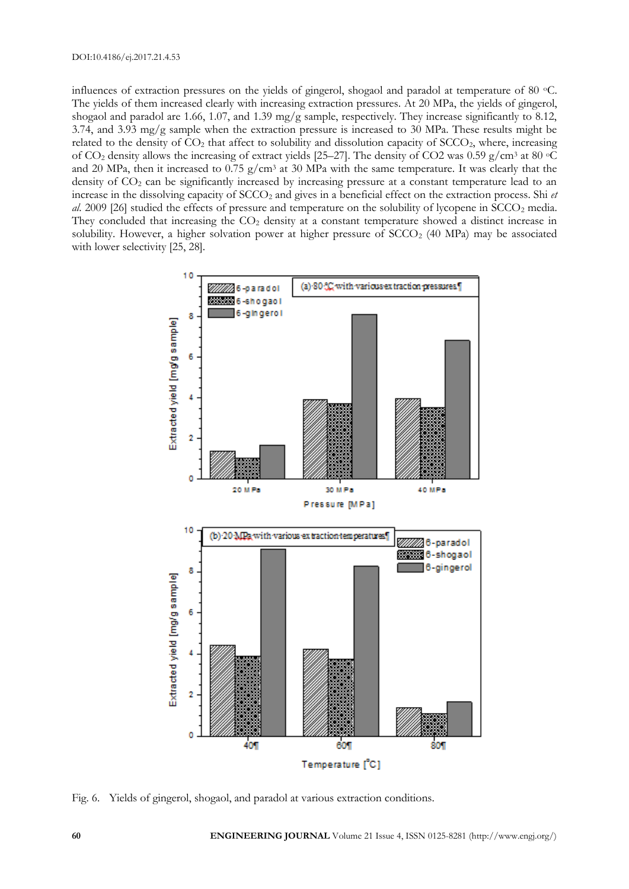influences of extraction pressures on the yields of gingerol, shogaol and paradol at temperature of 80 °C. The yields of them increased clearly with increasing extraction pressures. At 20 MPa, the yields of gingerol, shogaol and paradol are 1.66, 1.07, and 1.39 mg/g sample, respectively. They increase significantly to 8.12, 3.74, and 3.93 mg/g sample when the extraction pressure is increased to 30 MPa. These results might be related to the density of $CO_2$ that affect to solubility and dissolution capacity of $SCCO_2$, where, increasing of $CO_2$ density allows the increasing of extract yields [25–27]. The density of CO2 was 0.59 g/cm$^3$ at 80 °C and 20 MPa, then it increased to 0.75 g/cm$^3$ at 30 MPa with the same temperature. It was clearly that the density of $CO_2$ can be significantly increased by increasing pressure at a constant temperature lead to an increase in the dissolving capacity of $SCCO_2$ and gives in a beneficial effect on the extraction process. Shi *et al.* 2009 [26] studied the effects of pressure and temperature on the solubility of lycopene in $SCCO_2$ media. They concluded that increasing the $CO_2$ density at a constant temperature showed a distinct increase in solubility. However, a higher solvation power at higher pressure of $SCCO_2$ (40 MPa) may be associated with lower selectivity [25, 28].

Fig. 6. Yields of gingerol, shogaol, and paradol at various extraction conditions.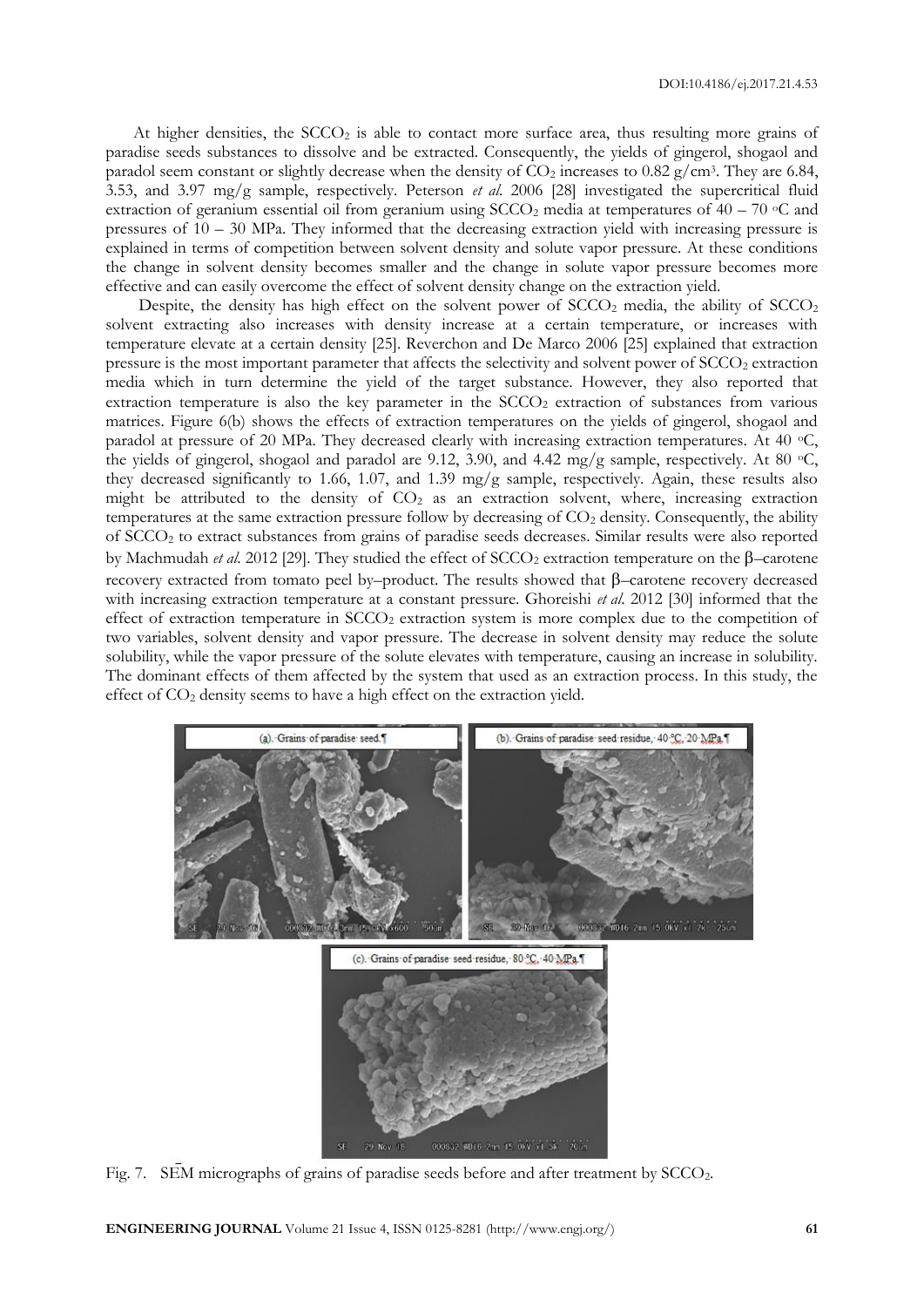At higher densities, the $SCCO_2$ is able to contact more surface area, thus resulting more grains of paradise seeds substances to dissolve and be extracted. Consequently, the yields of gingerol, shogaol and paradol seem constant or slightly decrease when the density of $CO_2$ increases to 0.82 g/cm$^3$. They are 6.84, 3.53, and 3.97 mg/g sample, respectively. Peterson *et al.* 2006 [28] investigated the supercritical fluid extraction of geranium essential oil from geranium using $SCCO_2$ media at temperatures of 40 – 70 $^{o}$C and pressures of 10 – 30 MPa. They informed that the decreasing extraction yield with increasing pressure is explained in terms of competition between solvent density and solute vapor pressure. At these conditions the change in solvent density becomes smaller and the change in solute vapor pressure becomes more effective and can easily overcome the effect of solvent density change on the extraction yield.

Despite, the density has high effect on the solvent power of $SCCO_2$ media, the ability of $SCCO_2$ solvent extracting also increases with density increase at a certain temperature, or increases with temperature elevate at a certain density [25]. Reverchon and De Marco 2006 [25] explained that extraction pressure is the most important parameter that affects the selectivity and solvent power of $SCCO_2$ extraction media which in turn determine the yield of the target substance. However, they also reported that extraction temperature is also the key parameter in the $SCCO_2$ extraction of substances from various matrices. Figure 6(b) shows the effects of extraction temperatures on the yields of gingerol, shogaol and paradol at pressure of 20 MPa. They decreased clearly with increasing extraction temperatures. At 40 $^{o}$C, the yields of gingerol, shogaol and paradol are 9.12, 3.90, and 4.42 mg/g sample, respectively. At 80 $^{o}$C, they decreased significantly to 1.66, 1.07, and 1.39 mg/g sample, respectively. Again, these results also might be attributed to the density of $CO_2$ as an extraction solvent, where, increasing extraction temperatures at the same extraction pressure follow by decreasing of $CO_2$ density. Consequently, the ability of $SCCO_2$ to extract substances from grains of paradise seeds decreases. Similar results were also reported by Machmudah *et al.* 2012 [29]. They studied the effect of $SCCO_2$ extraction temperature on the β–carotene recovery extracted from tomato peel by–product. The results showed that β–carotene recovery decreased with increasing extraction temperature at a constant pressure. Ghoreishi *et al.* 2012 [30] informed that the effect of extraction temperature in $SCCO_2$ extraction system is more complex due to the competition of two variables, solvent density and vapor pressure. The decrease in solvent density may reduce the solute solubility, while the vapor pressure of the solute elevates with temperature, causing an increase in solubility. The dominant effects of them affected by the system that used as an extraction process. In this study, the effect of $CO_2$ density seems to have a high effect on the extraction yield.

(a). Grains of paradise seed.

(b). Grains of paradise seed residue, 40 °C, 20 MPa.

(c). Grains of paradise seed residue, 80 °C, 40 MPa.

Fig. 7. SEM micrographs of grains of paradise seeds before and after treatment by $SCCO_2$.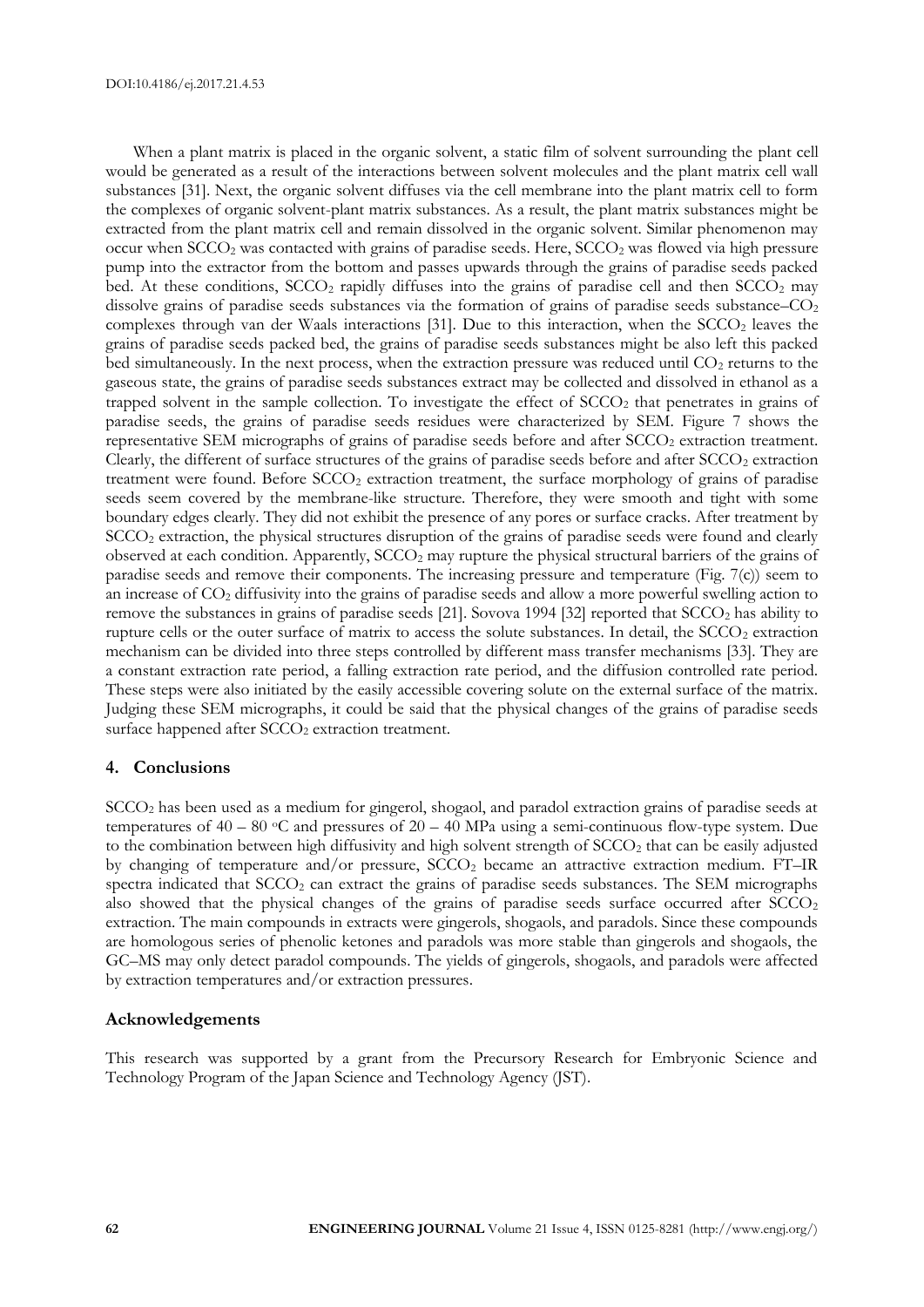When a plant matrix is placed in the organic solvent, a static film of solvent surrounding the plant cell would be generated as a result of the interactions between solvent molecules and the plant matrix cell wall substances [31]. Next, the organic solvent diffuses via the cell membrane into the plant matrix cell to form the complexes of organic solvent-plant matrix substances. As a result, the plant matrix substances might be extracted from the plant matrix cell and remain dissolved in the organic solvent. Similar phenomenon may occur when $SCCO_2$ was contacted with grains of paradise seeds. Here, $SCCO_2$ was flowed via high pressure pump into the extractor from the bottom and passes upwards through the grains of paradise seeds packed bed. At these conditions, $SCCO_2$ rapidly diffuses into the grains of paradise cell and then $SCCO_2$ may dissolve grains of paradise seeds substances via the formation of grains of paradise seeds substance–$CO_2$ complexes through van der Waals interactions [31]. Due to this interaction, when the $SCCO_2$ leaves the grains of paradise seeds packed bed, the grains of paradise seeds substances might be also left this packed bed simultaneously. In the next process, when the extraction pressure was reduced until $CO_2$ returns to the gaseous state, the grains of paradise seeds substances extract may be collected and dissolved in ethanol as a trapped solvent in the sample collection. To investigate the effect of $SCCO_2$ that penetrates in grains of paradise seeds, the grains of paradise seeds residues were characterized by SEM. Figure 7 shows the representative SEM micrographs of grains of paradise seeds before and after $SCCO_2$ extraction treatment. Clearly, the different of surface structures of the grains of paradise seeds before and after $SCCO_2$ extraction treatment were found. Before $SCCO_2$ extraction treatment, the surface morphology of grains of paradise seeds seem covered by the membrane-like structure. Therefore, they were smooth and tight with some boundary edges clearly. They did not exhibit the presence of any pores or surface cracks. After treatment by $SCCO_2$ extraction, the physical structures disruption of the grains of paradise seeds were found and clearly observed at each condition. Apparently, $SCCO_2$ may rupture the physical structural barriers of the grains of paradise seeds and remove their components. The increasing pressure and temperature (Fig. 7(c)) seem to an increase of $CO_2$ diffusivity into the grains of paradise seeds and allow a more powerful swelling action to remove the substances in grains of paradise seeds [21]. Sovova 1994 [32] reported that $SCCO_2$ has ability to rupture cells or the outer surface of matrix to access the solute substances. In detail, the $SCCO_2$ extraction mechanism can be divided into three steps controlled by different mass transfer mechanisms [33]. They are a constant extraction rate period, a falling extraction rate period, and the diffusion controlled rate period. These steps were also initiated by the easily accessible covering solute on the external surface of the matrix. Judging these SEM micrographs, it could be said that the physical changes of the grains of paradise seeds surface happened after $SCCO_2$ extraction treatment.

## 4. Conclusions

$SCCO_2$ has been used as a medium for gingerol, shogaol, and paradol extraction grains of paradise seeds at temperatures of 40 – 80 °C and pressures of 20 – 40 MPa using a semi-continuous flow-type system. Due to the combination between high diffusivity and high solvent strength of $SCCO_2$ that can be easily adjusted by changing of temperature and/or pressure, $SCCO_2$ became an attractive extraction medium. FT–IR spectra indicated that $SCCO_2$ can extract the grains of paradise seeds substances. The SEM micrographs also showed that the physical changes of the grains of paradise seeds surface occurred after $SCCO_2$ extraction. The main compounds in extracts were gingerols, shogaols, and paradols. Since these compounds are homologous series of phenolic ketones and paradols was more stable than gingerols and shogaols, the GC–MS may only detect paradol compounds. The yields of gingerols, shogaols, and paradols were affected by extraction temperatures and/or extraction pressures.

## Acknowledgements

This research was supported by a grant from the Precursory Research for Embryonic Science and Technology Program of the Japan Science and Technology Agency (JST).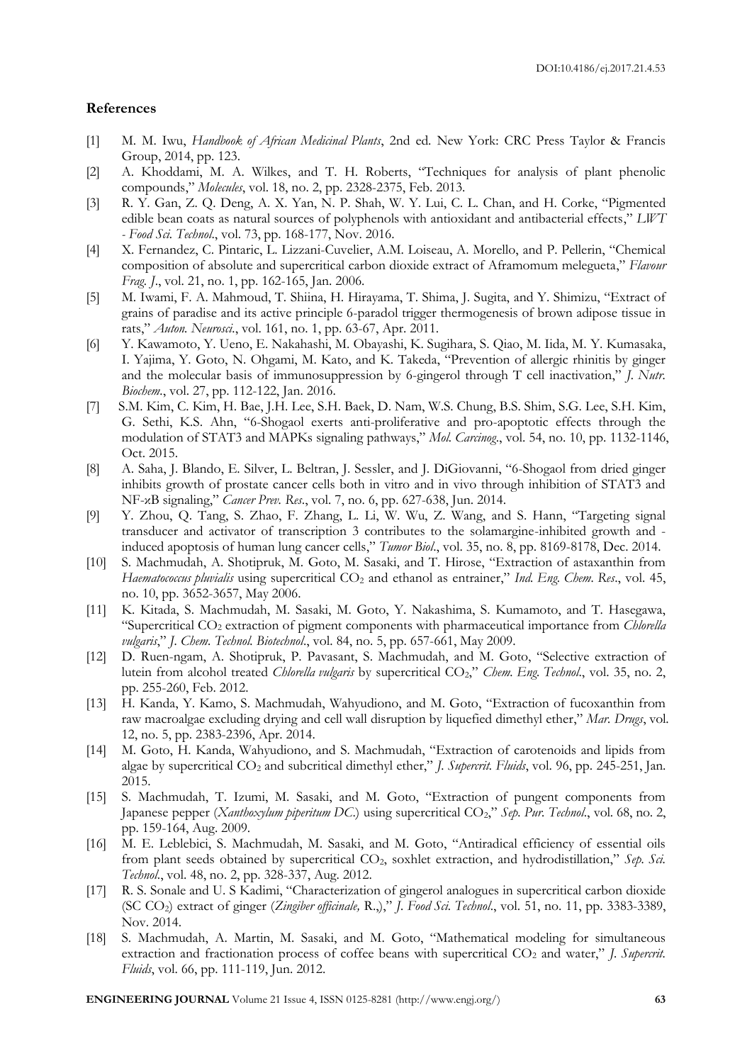## References

[1] M. M. Iwu, *Handbook of African Medicinal Plants*, 2nd ed. New York: CRC Press Taylor & Francis Group, 2014, pp. 123.

[2] A. Khoddami, M. A. Wilkes, and T. H. Roberts, "Techniques for analysis of plant phenolic compounds," *Molecules*, vol. 18, no. 2, pp. 2328-2375, Feb. 2013.

[3] R. Y. Gan, Z. Q. Deng, A. X. Yan, N. P. Shah, W. Y. Lui, C. L. Chan, and H. Corke, "Pigmented edible bean coats as natural sources of polyphenols with antioxidant and antibacterial effects," *LWT - Food Sci. Technol.*, vol. 73, pp. 168-177, Nov. 2016.

[4] X. Fernandez, C. Pintaric, L. Lizzani-Cuvelier, A.M. Loiseau, A. Morello, and P. Pellerin, "Chemical composition of absolute and supercritical carbon dioxide extract of Aframomum melegueta," *Flavour Frag. J.*, vol. 21, no. 1, pp. 162-165, Jan. 2006.

[5] M. Iwami, F. A. Mahmoud, T. Shiina, H. Hirayama, T. Shima, J. Sugita, and Y. Shimizu, "Extract of grains of paradise and its active principle 6-paradol trigger thermogenesis of brown adipose tissue in rats," *Auton. Neurosci.*, vol. 161, no. 1, pp. 63-67, Apr. 2011.

[6] Y. Kawamoto, Y. Ueno, E. Nakahashi, M. Obayashi, K. Sugihara, S. Qiao, M. Iida, M. Y. Kumasaka, I. Yajima, Y. Goto, N. Ohgami, M. Kato, and K. Takeda, "Prevention of allergic rhinitis by ginger and the molecular basis of immunosuppression by 6-gingerol through T cell inactivation," *J. Nutr. Biochem.*, vol. 27, pp. 112-122, Jan. 2016.

[7] S.M. Kim, C. Kim, H. Bae, J.H. Lee, S.H. Baek, D. Nam, W.S. Chung, B.S. Shim, S.G. Lee, S.H. Kim, G. Sethi, K.S. Ahn, "6-Shogaol exerts anti-proliferative and pro-apoptotic effects through the modulation of STAT3 and MAPKs signaling pathways," *Mol. Carcinog.*, vol. 54, no. 10, pp. 1132-1146, Oct. 2015.

[8] A. Saha, J. Blando, E. Silver, L. Beltran, J. Sessler, and J. DiGiovanni, "6-Shogaol from dried ginger inhibits growth of prostate cancer cells both in vitro and in vivo through inhibition of STAT3 and NF-κB signaling," *Cancer Prev. Res.*, vol. 7, no. 6, pp. 627-638, Jun. 2014.

[9] Y. Zhou, Q. Tang, S. Zhao, F. Zhang, L. Li, W. Wu, Z. Wang, and S. Hann, "Targeting signal transducer and activator of transcription 3 contributes to the solamargine-inhibited growth and -induced apoptosis of human lung cancer cells," *Tumor Biol.*, vol. 35, no. 8, pp. 8169-8178, Dec. 2014.

[10] S. Machmudah, A. Shotipruk, M. Goto, M. Sasaki, and T. Hirose, "Extraction of astaxanthin from *Haematococcus pluvialis* using supercritical $CO_2$ and ethanol as entrainer," *Ind. Eng. Chem. Res.*, vol. 45, no. 10, pp. 3652-3657, May 2006.

[11] K. Kitada, S. Machmudah, M. Sasaki, M. Goto, Y. Nakashima, S. Kumamoto, and T. Hasegawa, "Supercritical $CO_2$ extraction of pigment components with pharmaceutical importance from *Chlorella vulgaris*," *J. Chem. Technol. Biotechnol.*, vol. 84, no. 5, pp. 657-661, May 2009.

[12] D. Ruen-ngam, A. Shotipruk, P. Pavasant, S. Machmudah, and M. Goto, "Selective extraction of lutein from alcohol treated *Chlorella vulgaris* by supercritical $CO_2$," *Chem. Eng. Technol.*, vol. 35, no. 2, pp. 255-260, Feb. 2012.

[13] H. Kanda, Y. Kamo, S. Machmudah, Wahyudiono, and M. Goto, "Extraction of fucoxanthin from raw macroalgae excluding drying and cell wall disruption by liquefied dimethyl ether," *Mar. Drugs*, vol. 12, no. 5, pp. 2383-2396, Apr. 2014.

[14] M. Goto, H. Kanda, Wahyudiono, and S. Machmudah, "Extraction of carotenoids and lipids from algae by supercritical $CO_2$ and subcritical dimethyl ether," *J. Supercrit. Fluids*, vol. 96, pp. 245-251, Jan. 2015.

[15] S. Machmudah, T. Izumi, M. Sasaki, and M. Goto, "Extraction of pungent components from Japanese pepper (*Xanthoxylum piperitum DC.*) using supercritical $CO_2$," *Sep. Pur. Technol.*, vol. 68, no. 2, pp. 159-164, Aug. 2009.

[16] M. E. Leblebici, S. Machmudah, M. Sasaki, and M. Goto, "Antiradical efficiency of essential oils from plant seeds obtained by supercritical $CO_2$, soxhlet extraction, and hydrodistillation," *Sep. Sci. Technol.*, vol. 48, no. 2, pp. 328-337, Aug. 2012.

[17] R. S. Sonale and U. S Kadimi, "Characterization of gingerol analogues in supercritical carbon dioxide (SC $CO_2$) extract of ginger (*Zingiber officinale,* R.,)," *J. Food Sci. Technol.*, vol. 51, no. 11, pp. 3383-3389, Nov. 2014.

[18] S. Machmudah, A. Martin, M. Sasaki, and M. Goto, "Mathematical modeling for simultaneous extraction and fractionation process of coffee beans with supercritical $CO_2$ and water," *J. Supercrit. Fluids*, vol. 66, pp. 111-119, Jun. 2012.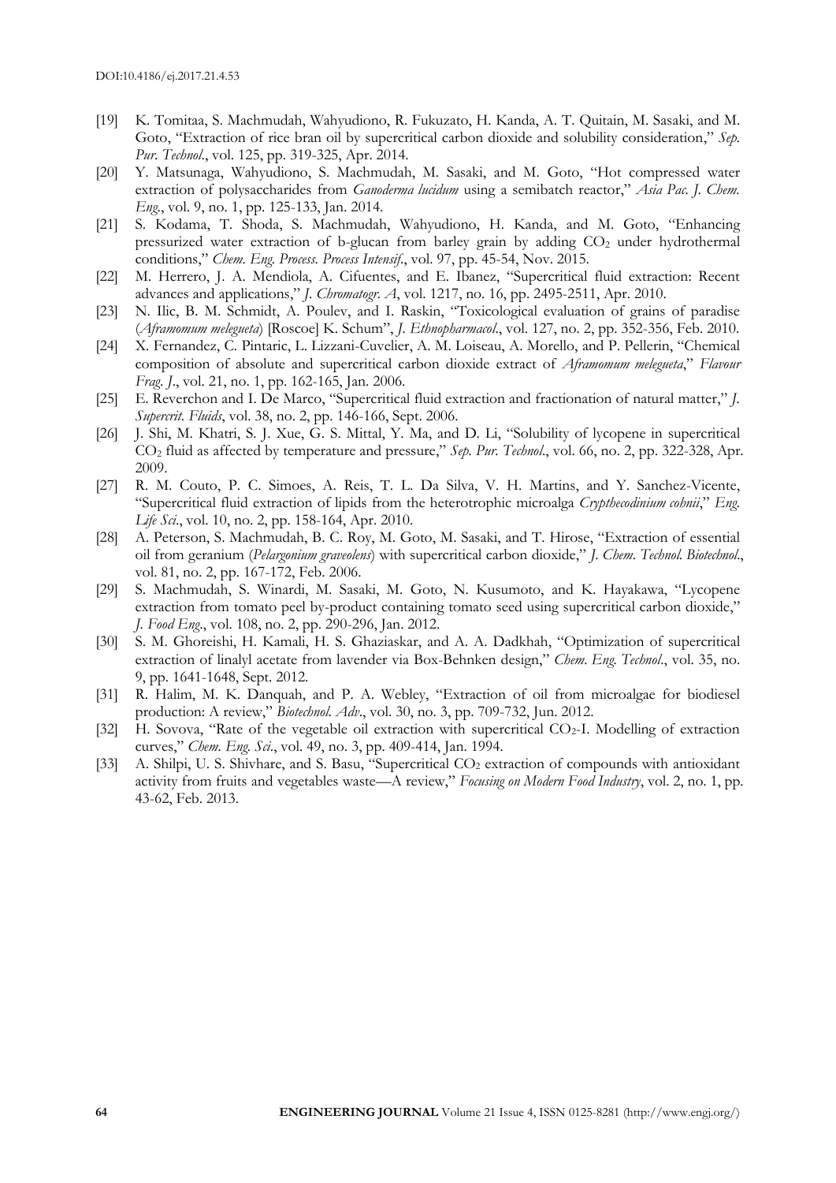[19] K. Tomitaa, S. Machmudah, Wahyudiono, R. Fukuzato, H. Kanda, A. T. Quitain, M. Sasaki, and M. Goto, "Extraction of rice bran oil by supercritical carbon dioxide and solubility consideration," *Sep. Pur. Technol.*, vol. 125, pp. 319-325, Apr. 2014.

[20] Y. Matsunaga, Wahyudiono, S. Machmudah, M. Sasaki, and M. Goto, "Hot compressed water extraction of polysaccharides from *Ganoderma lucidum* using a semibatch reactor," *Asia Pac. J. Chem. Eng.*, vol. 9, no. 1, pp. 125-133, Jan. 2014.

[21] S. Kodama, T. Shoda, S. Machmudah, Wahyudiono, H. Kanda, and M. Goto, "Enhancing pressurized water extraction of b-glucan from barley grain by adding $CO_2$ under hydrothermal conditions," *Chem. Eng. Process. Process Intensif.*, vol. 97, pp. 45-54, Nov. 2015.

[22] M. Herrero, J. A. Mendiola, A. Cifuentes, and E. Ibanez, "Supercritical fluid extraction: Recent advances and applications," *J. Chromatogr. A*, vol. 1217, no. 16, pp. 2495-2511, Apr. 2010.

[23] N. Ilic, B. M. Schmidt, A. Poulev, and I. Raskin, "Toxicological evaluation of grains of paradise (*Aframomum melegueta*) [Roscoe] K. Schum", *J. Ethnopharmacol.*, vol. 127, no. 2, pp. 352-356, Feb. 2010.

[24] X. Fernandez, C. Pintaric, L. Lizzani-Cuvelier, A. M. Loiseau, A. Morello, and P. Pellerin, "Chemical composition of absolute and supercritical carbon dioxide extract of *Aframomum melegueta*," *Flavour Frag. J.*, vol. 21, no. 1, pp. 162-165, Jan. 2006.

[25] E. Reverchon and I. De Marco, "Supercritical fluid extraction and fractionation of natural matter," *J. Supercrit. Fluids*, vol. 38, no. 2, pp. 146-166, Sept. 2006.

[26] J. Shi, M. Khatri, S. J. Xue, G. S. Mittal, Y. Ma, and D. Li, "Solubility of lycopene in supercritical $CO_2$ fluid as affected by temperature and pressure," *Sep. Pur. Technol.*, vol. 66, no. 2, pp. 322-328, Apr. 2009.

[27] R. M. Couto, P. C. Simoes, A. Reis, T. L. Da Silva, V. H. Martins, and Y. Sanchez-Vicente, "Supercritical fluid extraction of lipids from the heterotrophic microalga *Crypthecodinium cohnii*," *Eng. Life Sci.*, vol. 10, no. 2, pp. 158-164, Apr. 2010.

[28] A. Peterson, S. Machmudah, B. C. Roy, M. Goto, M. Sasaki, and T. Hirose, "Extraction of essential oil from geranium (*Pelargonium graveolens*) with supercritical carbon dioxide," *J. Chem. Technol. Biotechnol.*, vol. 81, no. 2, pp. 167-172, Feb. 2006.

[29] S. Machmudah, S. Winardi, M. Sasaki, M. Goto, N. Kusumoto, and K. Hayakawa, "Lycopene extraction from tomato peel by-product containing tomato seed using supercritical carbon dioxide," *J. Food Eng.*, vol. 108, no. 2, pp. 290-296, Jan. 2012.

[30] S. M. Ghoreishi, H. Kamali, H. S. Ghaziaskar, and A. A. Dadkhah, "Optimization of supercritical extraction of linalyl acetate from lavender via Box-Behnken design," *Chem. Eng. Technol.*, vol. 35, no. 9, pp. 1641-1648, Sept. 2012.

[31] R. Halim, M. K. Danquah, and P. A. Webley, "Extraction of oil from microalgae for biodiesel production: A review," *Biotechnol. Adv.*, vol. 30, no. 3, pp. 709-732, Jun. 2012.

[32] H. Sovova, "Rate of the vegetable oil extraction with supercritical $CO_2$-I. Modelling of extraction curves," *Chem. Eng. Sci.*, vol. 49, no. 3, pp. 409-414, Jan. 1994.

[33] A. Shilpi, U. S. Shivhare, and S. Basu, "Supercritical $CO_2$ extraction of compounds with antioxidant activity from fruits and vegetables waste—A review," *Focusing on Modern Food Industry*, vol. 2, no. 1, pp. 43-62, Feb. 2013.